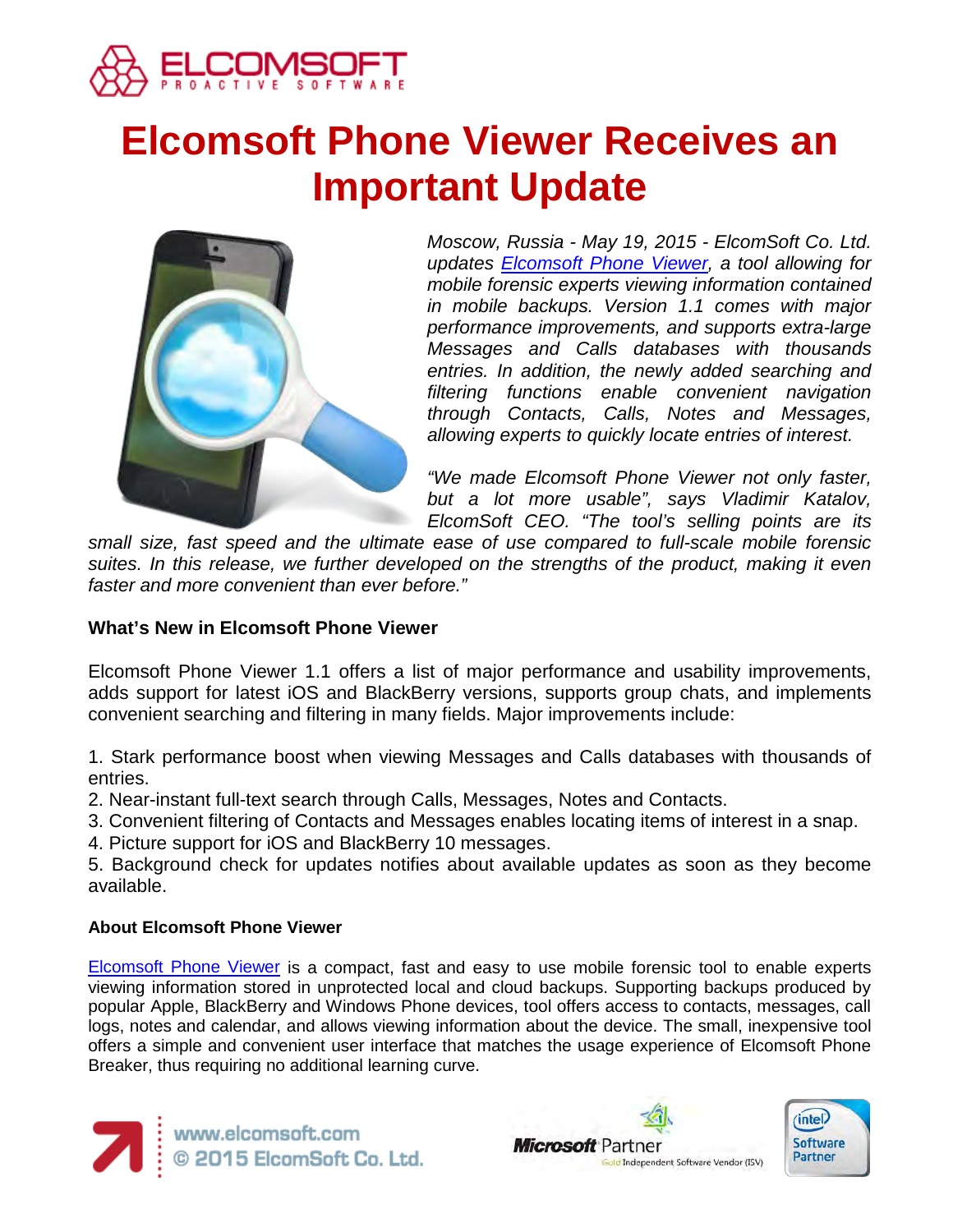# Elcomsoft Phone Viewer Receives an Important Update

*Moscow, Russia - May 19, 2015 - ElcomSoft Co. Ltd. updates Elcomsoft Phone Viewer, a tool allowing for mobile forensic experts viewing information contained in mobile backups. Version 1.1 comes with major performance improvements, and supports extra-large Messages and Calls databases with thousands entries. In addition, the newly added searching and filtering functions enable convenient navigation through Contacts, Calls, Notes and Messages, allowing experts to quickly locate entries of interest.*

*"We made Elcomsoft Phone Viewer not only faster, but a lot more usable", says Vladimir Katalov, ElcomSoft CEO. "The tool's selling points are its small size, fast speed and the ultimate ease of use compared to full-scale mobile forensic suites. In this release, we further developed on the strengths of the product, making it even faster and more convenient than ever before."*

### What's New in Elcomsoft Phone Viewer

Elcomsoft Phone Viewer 1.1 offers a list of major performance and usability improvements, adds support for latest iOS and BlackBerry versions, supports group chats, and implements convenient searching and filtering in many fields. Major improvements include:

1. Stark performance boost when viewing Messages and Calls databases with thousands of entries.
2. Near-instant full-text search through Calls, Messages, Notes and Contacts.
3. Convenient filtering of Contacts and Messages enables locating items of interest in a snap.
4. Picture support for iOS and BlackBerry 10 messages.
5. Background check for updates notifies about available updates as soon as they become available.

#### About Elcomsoft Phone Viewer

Elcomsoft Phone Viewer is a compact, fast and easy to use mobile forensic tool to enable experts viewing information stored in unprotected local and cloud backups. Supporting backups produced by popular Apple, BlackBerry and Windows Phone devices, tool offers access to contacts, messages, call logs, notes and calendar, and allows viewing information about the device. The small, inexpensive tool offers a simple and convenient user interface that matches the usage experience of Elcomsoft Phone Breaker, thus requiring no additional learning curve.

www.elcomsoft.com
© 2015 ElcomSoft Co. Ltd.

Microsoft Partner — Gold Independent Software Vendor (ISV)

Intel Software Partner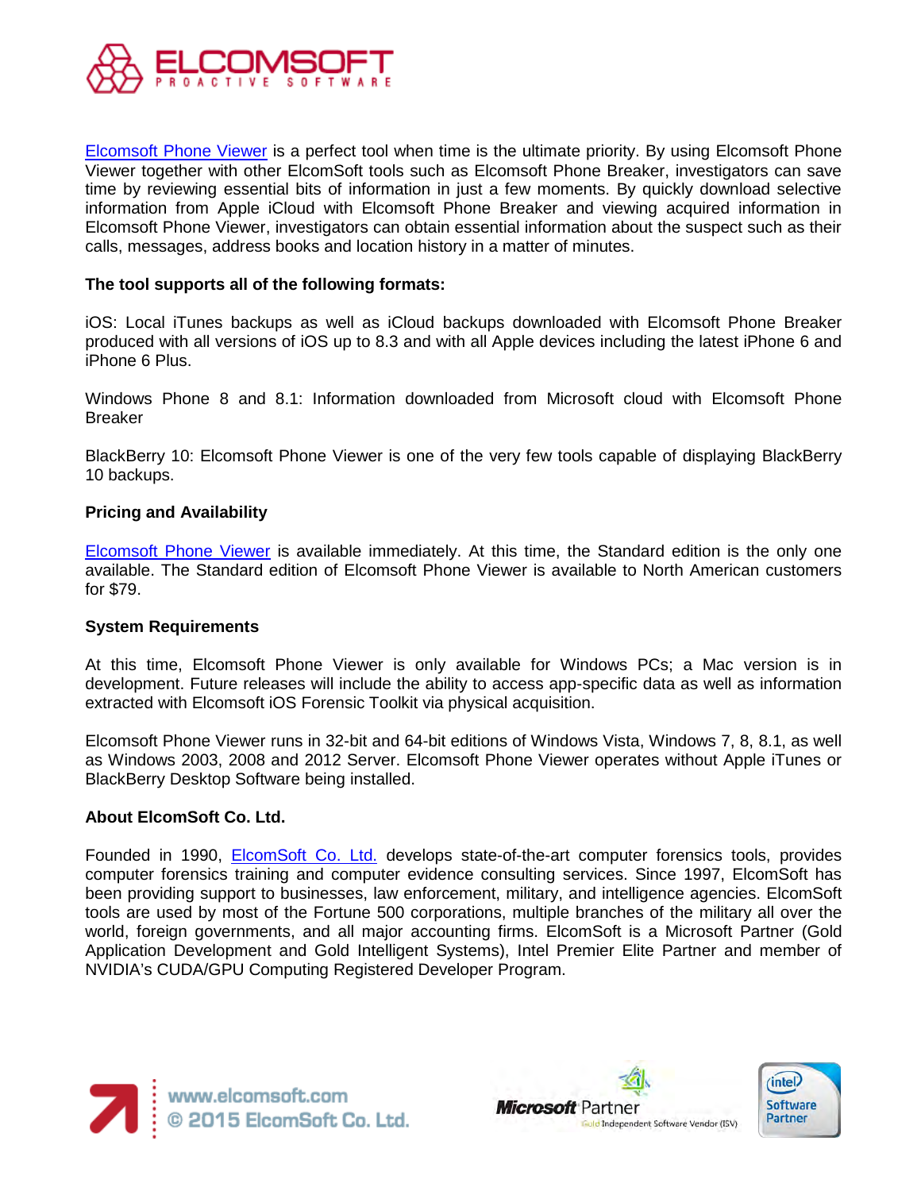[Elcomsoft Phone Viewer](#) is a perfect tool when time is the ultimate priority. By using Elcomsoft Phone Viewer together with other ElcomSoft tools such as Elcomsoft Phone Breaker, investigators can save time by reviewing essential bits of information in just a few moments. By quickly download selective information from Apple iCloud with Elcomsoft Phone Breaker and viewing acquired information in Elcomsoft Phone Viewer, investigators can obtain essential information about the suspect such as their calls, messages, address books and location history in a matter of minutes.

**The tool supports all of the following formats:**

iOS: Local iTunes backups as well as iCloud backups downloaded with Elcomsoft Phone Breaker produced with all versions of iOS up to 8.3 and with all Apple devices including the latest iPhone 6 and iPhone 6 Plus.

Windows Phone 8 and 8.1: Information downloaded from Microsoft cloud with Elcomsoft Phone Breaker

BlackBerry 10: Elcomsoft Phone Viewer is one of the very few tools capable of displaying BlackBerry 10 backups.

**Pricing and Availability**

[Elcomsoft Phone Viewer](#) is available immediately. At this time, the Standard edition is the only one available. The Standard edition of Elcomsoft Phone Viewer is available to North American customers for $79.

**System Requirements**

At this time, Elcomsoft Phone Viewer is only available for Windows PCs; a Mac version is in development. Future releases will include the ability to access app-specific data as well as information extracted with Elcomsoft iOS Forensic Toolkit via physical acquisition.

Elcomsoft Phone Viewer runs in 32-bit and 64-bit editions of Windows Vista, Windows 7, 8, 8.1, as well as Windows 2003, 2008 and 2012 Server. Elcomsoft Phone Viewer operates without Apple iTunes or BlackBerry Desktop Software being installed.

**About ElcomSoft Co. Ltd.**

Founded in 1990, [ElcomSoft Co. Ltd.](#) develops state-of-the-art computer forensics tools, provides computer forensics training and computer evidence consulting services. Since 1997, ElcomSoft has been providing support to businesses, law enforcement, military, and intelligence agencies. ElcomSoft tools are used by most of the Fortune 500 corporations, multiple branches of the military all over the world, foreign governments, and all major accounting firms. ElcomSoft is a Microsoft Partner (Gold Application Development and Gold Intelligent Systems), Intel Premier Elite Partner and member of NVIDIA's CUDA/GPU Computing Registered Developer Program.

www.elcomsoft.com
© 2015 ElcomSoft Co. Ltd.